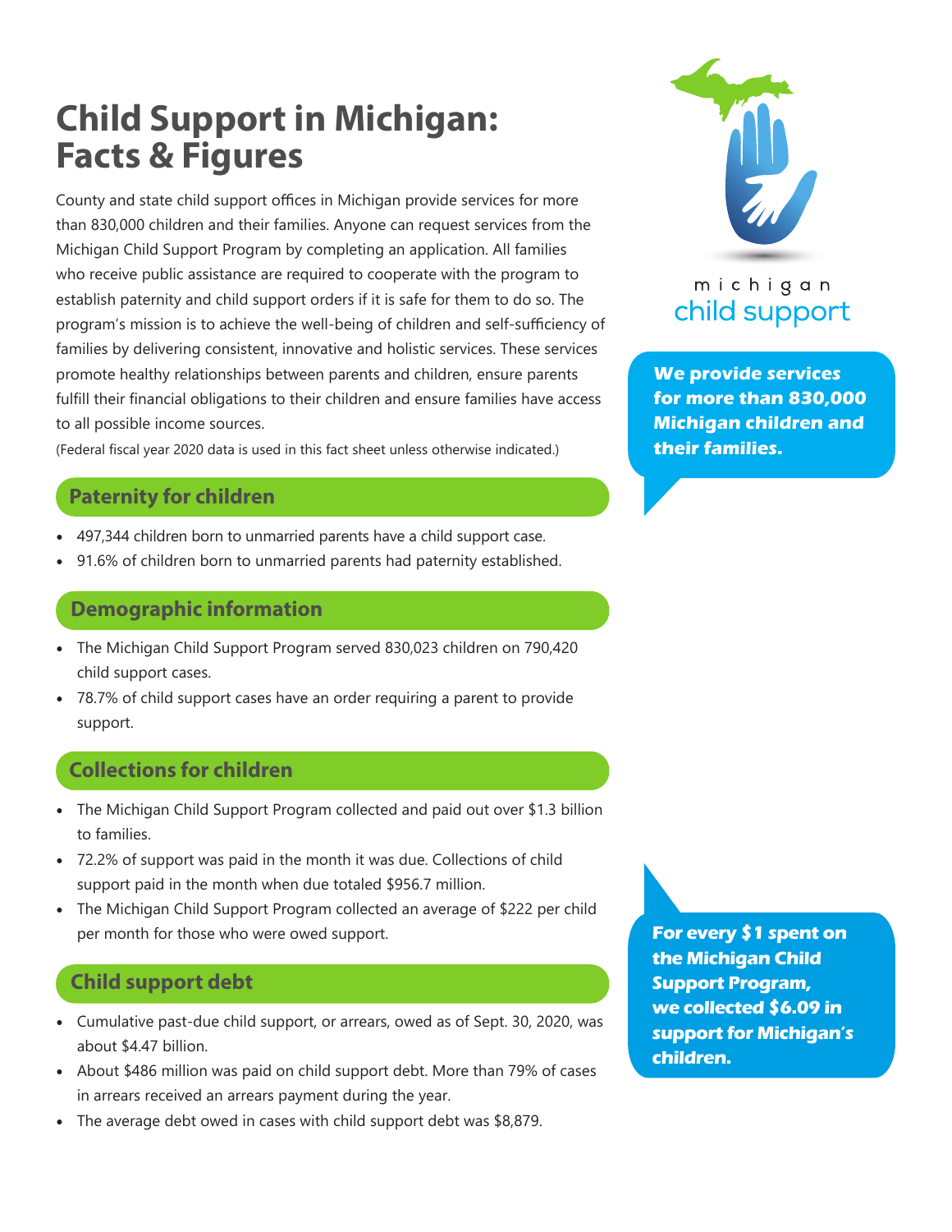# Child Support in Michigan: Facts & Figures

County and state child support offices in Michigan provide services for more than 830,000 children and their families. Anyone can request services from the Michigan Child Support Program by completing an application. All families who receive public assistance are required to cooperate with the program to establish paternity and child support orders if it is safe for them to do so. The program's mission is to achieve the well-being of children and self-sufficiency of families by delivering consistent, innovative and holistic services. These services promote healthy relationships between parents and children, ensure parents fulfill their financial obligations to their children and ensure families have access to all possible income sources.

(Federal fiscal year 2020 data is used in this fact sheet unless otherwise indicated.)

michigan child support

**We provide services for more than 830,000 Michigan children and their families.**

## Paternity for children

- 497,344 children born to unmarried parents have a child support case.
- 91.6% of children born to unmarried parents had paternity established.

## Demographic information

- The Michigan Child Support Program served 830,023 children on 790,420 child support cases.
- 78.7% of child support cases have an order requiring a parent to provide support.

## Collections for children

- The Michigan Child Support Program collected and paid out over $1.3 billion to families.
- 72.2% of support was paid in the month it was due. Collections of child support paid in the month when due totaled $956.7 million.
- The Michigan Child Support Program collected an average of $222 per child per month for those who were owed support.

**For every $1 spent on the Michigan Child Support Program, we collected $6.09 in support for Michigan's children.**

## Child support debt

- Cumulative past-due child support, or arrears, owed as of Sept. 30, 2020, was about $4.47 billion.
- About $486 million was paid on child support debt. More than 79% of cases in arrears received an arrears payment during the year.
- The average debt owed in cases with child support debt was $8,879.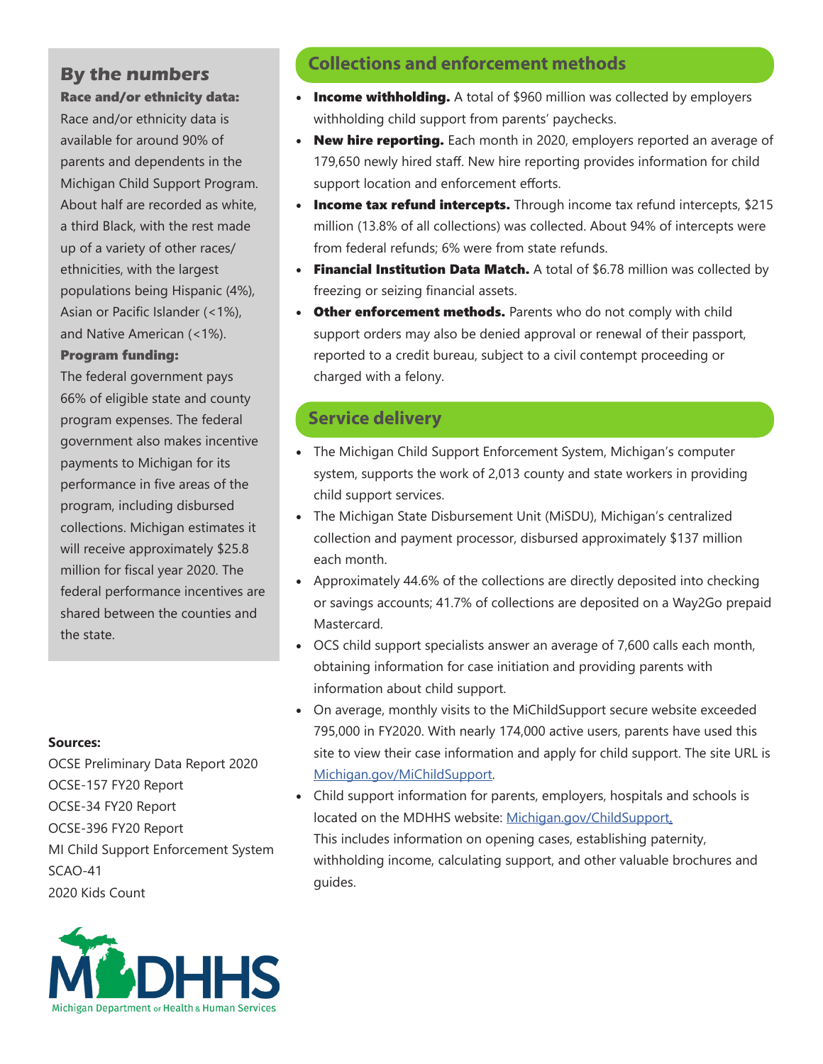## By the numbers

**Race and/or ethnicity data:**

Race and/or ethnicity data is available for around 90% of parents and dependents in the Michigan Child Support Program. About half are recorded as white, a third Black, with the rest made up of a variety of other races/ ethnicities, with the largest populations being Hispanic (4%), Asian or Pacific Islander (<1%), and Native American (<1%).

**Program funding:**

The federal government pays 66% of eligible state and county program expenses. The federal government also makes incentive payments to Michigan for its performance in five areas of the program, including disbursed collections. Michigan estimates it will receive approximately $25.8 million for fiscal year 2020. The federal performance incentives are shared between the counties and the state.

**Sources:**

OCSE Preliminary Data Report 2020
OCSE-157 FY20 Report
OCSE-34 FY20 Report
OCSE-396 FY20 Report
MI Child Support Enforcement System
SCAO-41
2020 Kids Count

MDHHS
Michigan Department of Health & Human Services

## Collections and enforcement methods

- **Income withholding.** A total of $960 million was collected by employers withholding child support from parents' paychecks.
- **New hire reporting.** Each month in 2020, employers reported an average of 179,650 newly hired staff. New hire reporting provides information for child support location and enforcement efforts.
- **Income tax refund intercepts.** Through income tax refund intercepts, $215 million (13.8% of all collections) was collected. About 94% of intercepts were from federal refunds; 6% were from state refunds.
- **Financial Institution Data Match.** A total of $6.78 million was collected by freezing or seizing financial assets.
- **Other enforcement methods.** Parents who do not comply with child support orders may also be denied approval or renewal of their passport, reported to a credit bureau, subject to a civil contempt proceeding or charged with a felony.

## Service delivery

- The Michigan Child Support Enforcement System, Michigan's computer system, supports the work of 2,013 county and state workers in providing child support services.
- The Michigan State Disbursement Unit (MiSDU), Michigan's centralized collection and payment processor, disbursed approximately $137 million each month.
- Approximately 44.6% of the collections are directly deposited into checking or savings accounts; 41.7% of collections are deposited on a Way2Go prepaid Mastercard.
- OCS child support specialists answer an average of 7,600 calls each month, obtaining information for case initiation and providing parents with information about child support.
- On average, monthly visits to the MiChildSupport secure website exceeded 795,000 in FY2020. With nearly 174,000 active users, parents have used this site to view their case information and apply for child support. The site URL is Michigan.gov/MiChildSupport.
- Child support information for parents, employers, hospitals and schools is located on the MDHHS website: Michigan.gov/ChildSupport. This includes information on opening cases, establishing paternity, withholding income, calculating support, and other valuable brochures and guides.